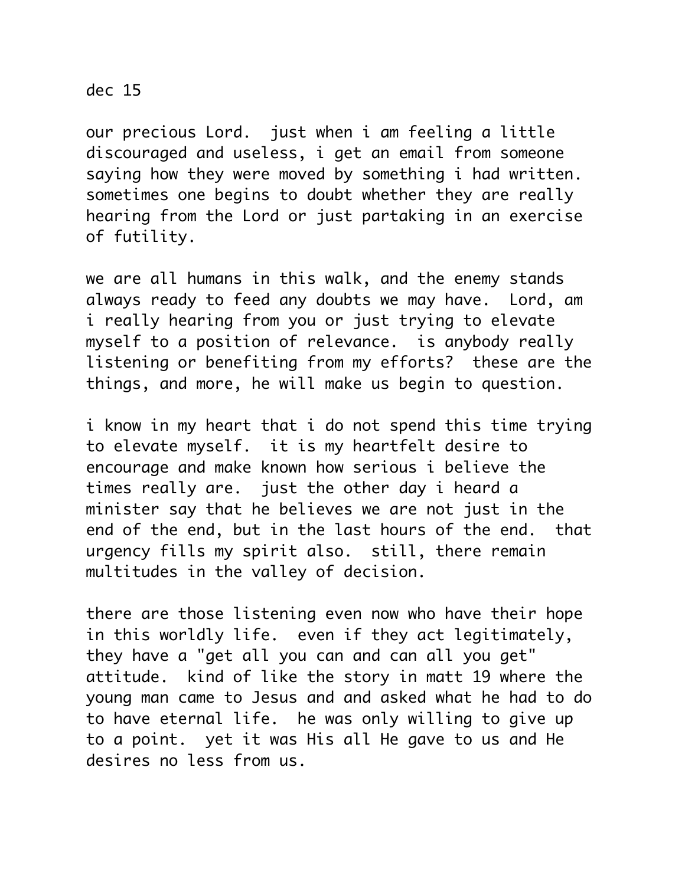dec 15

our precious Lord. just when i am feeling a little discouraged and useless, i get an email from someone saying how they were moved by something i had written. sometimes one begins to doubt whether they are really hearing from the Lord or just partaking in an exercise of futility.

we are all humans in this walk, and the enemy stands always ready to feed any doubts we may have. Lord, am i really hearing from you or just trying to elevate myself to a position of relevance. is anybody really listening or benefiting from my efforts? these are the things, and more, he will make us begin to question.

i know in my heart that i do not spend this time trying to elevate myself. it is my heartfelt desire to encourage and make known how serious i believe the times really are. just the other day i heard a minister say that he believes we are not just in the end of the end, but in the last hours of the end. that urgency fills my spirit also. still, there remain multitudes in the valley of decision.

there are those listening even now who have their hope in this worldly life. even if they act legitimately, they have a "get all you can and can all you get" attitude. kind of like the story in matt 19 where the young man came to Jesus and and asked what he had to do to have eternal life. he was only willing to give up to a point. yet it was His all He gave to us and He desires no less from us.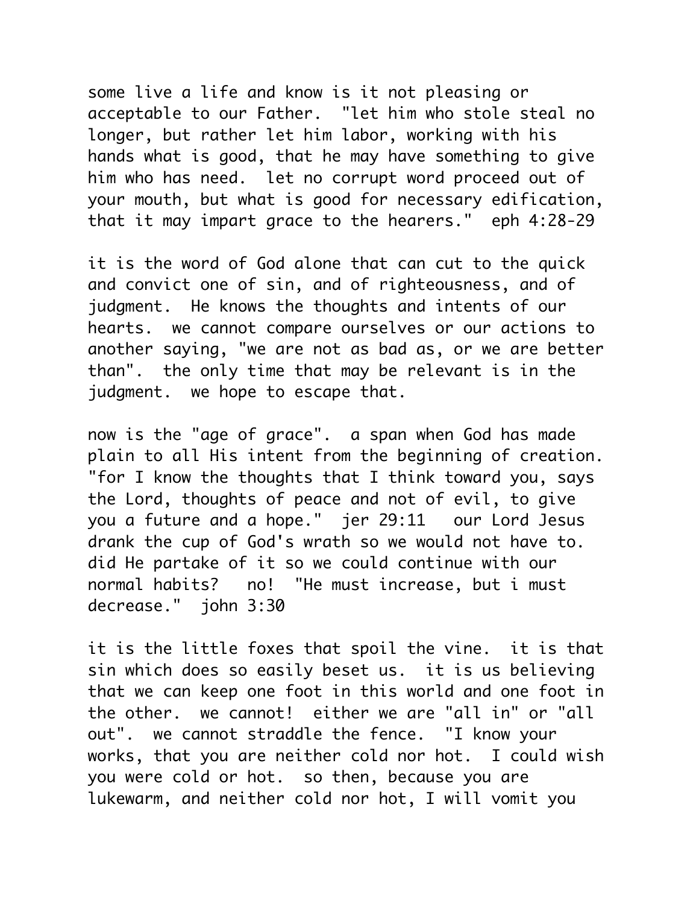some live a life and know is it not pleasing or acceptable to our Father. "let him who stole steal no longer, but rather let him labor, working with his hands what is good, that he may have something to give him who has need. let no corrupt word proceed out of your mouth, but what is good for necessary edification, that it may impart grace to the hearers." eph 4:28-29

it is the word of God alone that can cut to the quick and convict one of sin, and of righteousness, and of judgment. He knows the thoughts and intents of our hearts. we cannot compare ourselves or our actions to another saying, "we are not as bad as, or we are better than". the only time that may be relevant is in the judgment. we hope to escape that.

now is the "age of grace". a span when God has made plain to all His intent from the beginning of creation. "for I know the thoughts that I think toward you, says the Lord, thoughts of peace and not of evil, to give you a future and a hope." jer 29:11 our Lord Jesus drank the cup of God's wrath so we would not have to. did He partake of it so we could continue with our normal habits? no! "He must increase, but i must decrease." john 3:30

it is the little foxes that spoil the vine. it is that sin which does so easily beset us. it is us believing that we can keep one foot in this world and one foot in the other. we cannot! either we are "all in" or "all out". we cannot straddle the fence. "I know your works, that you are neither cold nor hot. I could wish you were cold or hot. so then, because you are lukewarm, and neither cold nor hot, I will vomit you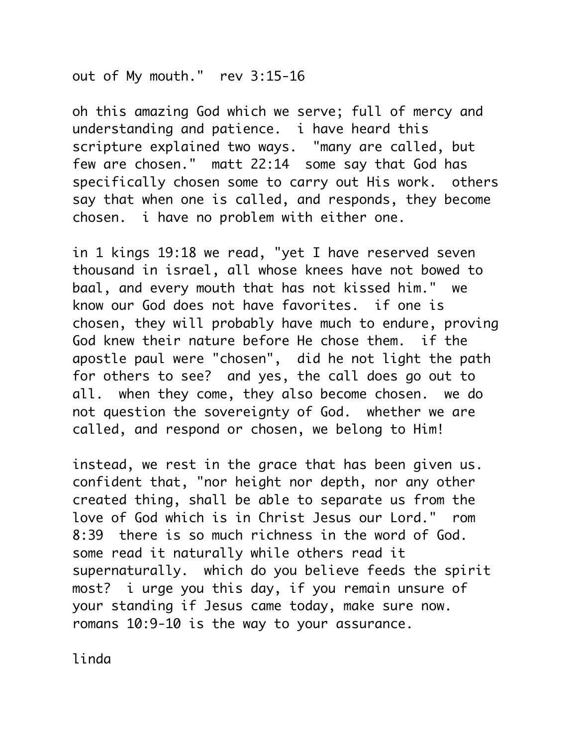out of My mouth." rev 3:15-16

oh this amazing God which we serve; full of mercy and understanding and patience. i have heard this scripture explained two ways. "many are called, but few are chosen." matt 22:14 some say that God has specifically chosen some to carry out His work. others say that when one is called, and responds, they become chosen. i have no problem with either one.

in 1 kings 19:18 we read, "yet I have reserved seven thousand in israel, all whose knees have not bowed to baal, and every mouth that has not kissed him." we know our God does not have favorites. if one is chosen, they will probably have much to endure, proving God knew their nature before He chose them. if the apostle paul were "chosen", did he not light the path for others to see? and yes, the call does go out to all. when they come, they also become chosen. we do not question the sovereignty of God. whether we are called, and respond or chosen, we belong to Him!

instead, we rest in the grace that has been given us. confident that, "nor height nor depth, nor any other created thing, shall be able to separate us from the love of God which is in Christ Jesus our Lord." rom 8:39 there is so much richness in the word of God. some read it naturally while others read it supernaturally. which do you believe feeds the spirit most? i urge you this day, if you remain unsure of your standing if Jesus came today, make sure now. romans 10:9-10 is the way to your assurance.

linda